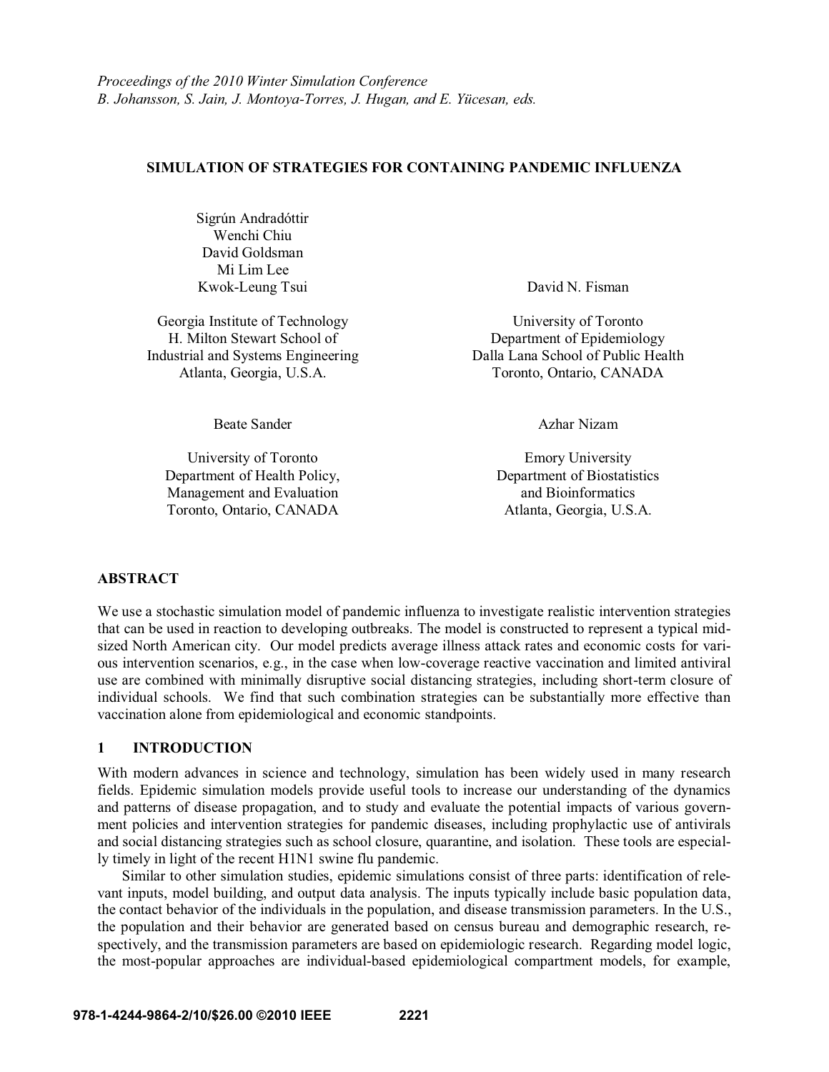*Proceedings of the 2010 Winter Simulation Conference*
*B. Johansson, S. Jain, J. Montoya-Torres, J. Hugan, and E. Yücesan, eds.*

# SIMULATION OF STRATEGIES FOR CONTAINING PANDEMIC INFLUENZA

Sigrún Andradóttir
Wenchi Chiu
David Goldsman
Mi Lim Lee
Kwok-Leung Tsui

Georgia Institute of Technology
H. Milton Stewart School of
Industrial and Systems Engineering
Atlanta, Georgia, U.S.A.

David N. Fisman

University of Toronto
Department of Epidemiology
Dalla Lana School of Public Health
Toronto, Ontario, CANADA

Beate Sander

University of Toronto
Department of Health Policy,
Management and Evaluation
Toronto, Ontario, CANADA

Azhar Nizam

Emory University
Department of Biostatistics
and Bioinformatics
Atlanta, Georgia, U.S.A.

## ABSTRACT

We use a stochastic simulation model of pandemic influenza to investigate realistic intervention strategies that can be used in reaction to developing outbreaks. The model is constructed to represent a typical mid-sized North American city. Our model predicts average illness attack rates and economic costs for various intervention scenarios, e.g., in the case when low-coverage reactive vaccination and limited antiviral use are combined with minimally disruptive social distancing strategies, including short-term closure of individual schools. We find that such combination strategies can be substantially more effective than vaccination alone from epidemiological and economic standpoints.

## 1 INTRODUCTION

With modern advances in science and technology, simulation has been widely used in many research fields. Epidemic simulation models provide useful tools to increase our understanding of the dynamics and patterns of disease propagation, and to study and evaluate the potential impacts of various government policies and intervention strategies for pandemic diseases, including prophylactic use of antivirals and social distancing strategies such as school closure, quarantine, and isolation. These tools are especially timely in light of the recent H1N1 swine flu pandemic.

Similar to other simulation studies, epidemic simulations consist of three parts: identification of relevant inputs, model building, and output data analysis. The inputs typically include basic population data, the contact behavior of the individuals in the population, and disease transmission parameters. In the U.S., the population and their behavior are generated based on census bureau and demographic research, respectively, and the transmission parameters are based on epidemiologic research. Regarding model logic, the most-popular approaches are individual-based epidemiological compartment models, for example,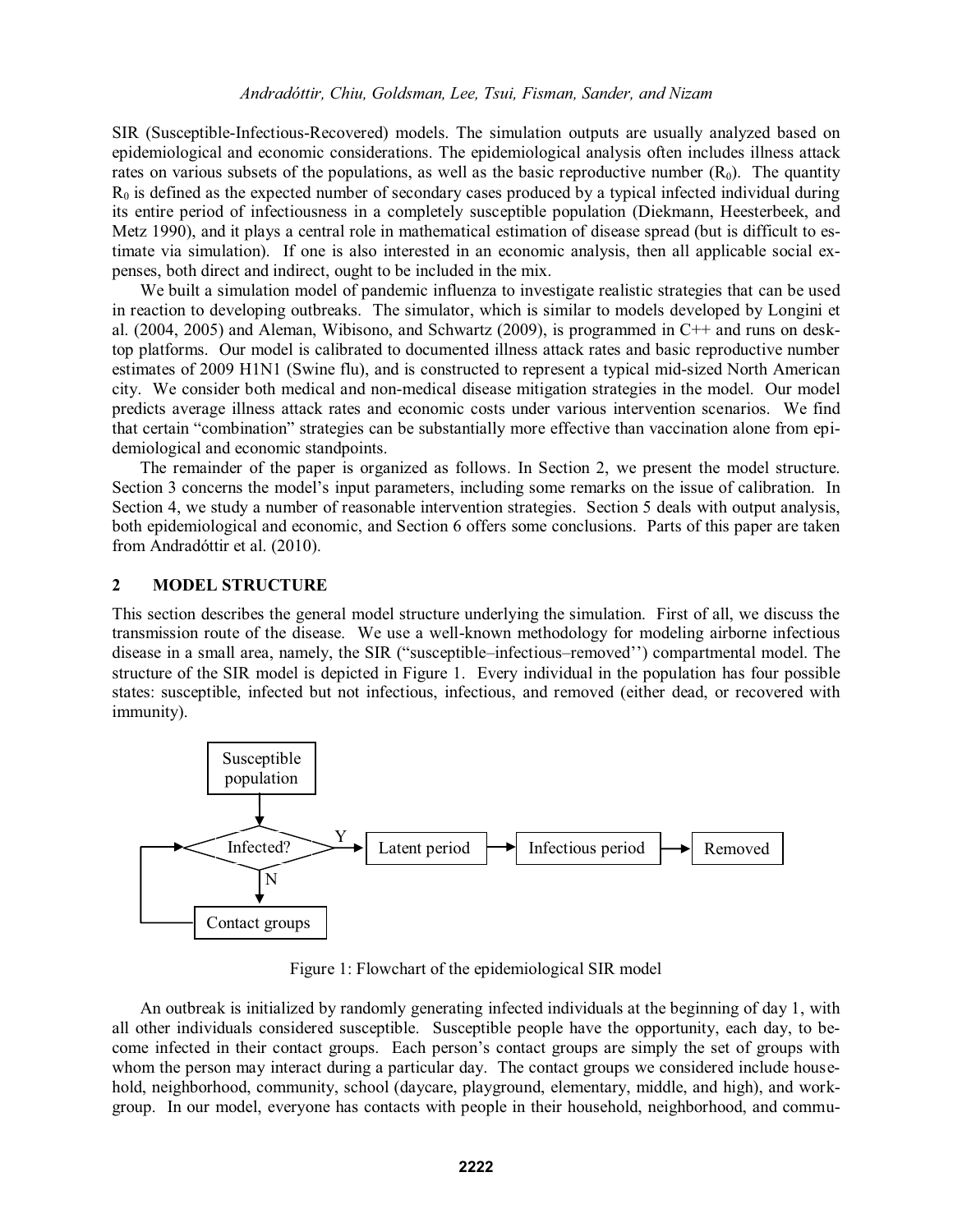SIR (Susceptible-Infectious-Recovered) models. The simulation outputs are usually analyzed based on epidemiological and economic considerations. The epidemiological analysis often includes illness attack rates on various subsets of the populations, as well as the basic reproductive number ($R_0$). The quantity $R_0$ is defined as the expected number of secondary cases produced by a typical infected individual during its entire period of infectiousness in a completely susceptible population (Diekmann, Heesterbeek, and Metz 1990), and it plays a central role in mathematical estimation of disease spread (but is difficult to estimate via simulation). If one is also interested in an economic analysis, then all applicable social expenses, both direct and indirect, ought to be included in the mix.

We built a simulation model of pandemic influenza to investigate realistic strategies that can be used in reaction to developing outbreaks. The simulator, which is similar to models developed by Longini et al. (2004, 2005) and Aleman, Wibisono, and Schwartz (2009), is programmed in C++ and runs on desktop platforms. Our model is calibrated to documented illness attack rates and basic reproductive number estimates of 2009 H1N1 (Swine flu), and is constructed to represent a typical mid-sized North American city. We consider both medical and non-medical disease mitigation strategies in the model. Our model predicts average illness attack rates and economic costs under various intervention scenarios. We find that certain "combination" strategies can be substantially more effective than vaccination alone from epidemiological and economic standpoints.

The remainder of the paper is organized as follows. In Section 2, we present the model structure. Section 3 concerns the model's input parameters, including some remarks on the issue of calibration. In Section 4, we study a number of reasonable intervention strategies. Section 5 deals with output analysis, both epidemiological and economic, and Section 6 offers some conclusions. Parts of this paper are taken from Andradóttir et al. (2010).

## 2 MODEL STRUCTURE

This section describes the general model structure underlying the simulation. First of all, we discuss the transmission route of the disease. We use a well-known methodology for modeling airborne infectious disease in a small area, namely, the SIR ("susceptible–infectious–removed'') compartmental model. The structure of the SIR model is depicted in Figure 1. Every individual in the population has four possible states: susceptible, infected but not infectious, infectious, and removed (either dead, or recovered with immunity).

Susceptible population → Infected? —Y→ Latent period → Infectious period → Removed

Infected? —N→ Contact groups → Infected?

Figure 1: Flowchart of the epidemiological SIR model

An outbreak is initialized by randomly generating infected individuals at the beginning of day 1, with all other individuals considered susceptible. Susceptible people have the opportunity, each day, to become infected in their contact groups. Each person's contact groups are simply the set of groups with whom the person may interact during a particular day. The contact groups we considered include household, neighborhood, community, school (daycare, playground, elementary, middle, and high), and workgroup. In our model, everyone has contacts with people in their household, neighborhood, and commu-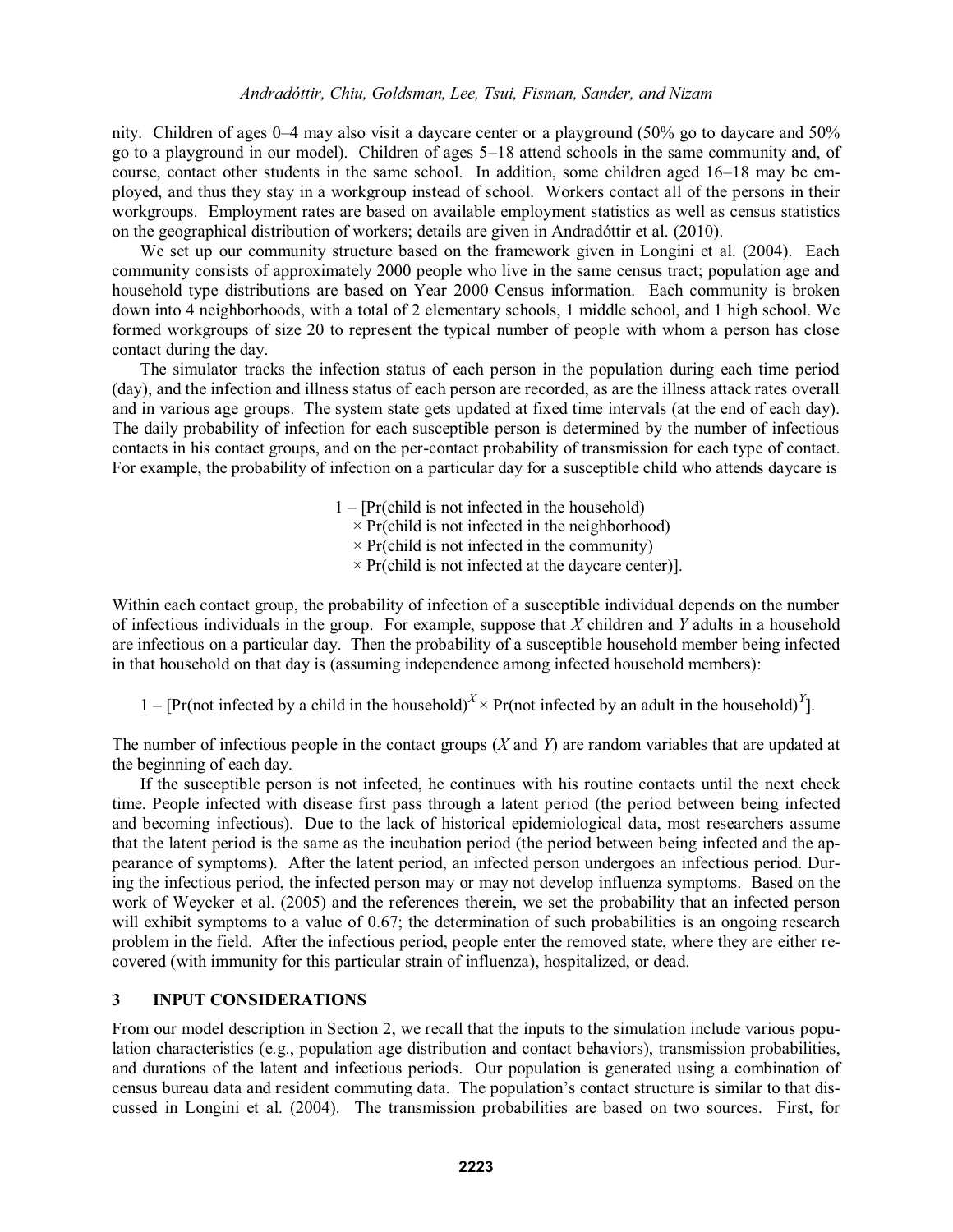nity. Children of ages 0–4 may also visit a daycare center or a playground (50% go to daycare and 50% go to a playground in our model). Children of ages 5–18 attend schools in the same community and, of course, contact other students in the same school. In addition, some children aged 16–18 may be employed, and thus they stay in a workgroup instead of school. Workers contact all of the persons in their workgroups. Employment rates are based on available employment statistics as well as census statistics on the geographical distribution of workers; details are given in Andradóttir et al. (2010).

We set up our community structure based on the framework given in Longini et al. (2004). Each community consists of approximately 2000 people who live in the same census tract; population age and household type distributions are based on Year 2000 Census information. Each community is broken down into 4 neighborhoods, with a total of 2 elementary schools, 1 middle school, and 1 high school. We formed workgroups of size 20 to represent the typical number of people with whom a person has close contact during the day.

The simulator tracks the infection status of each person in the population during each time period (day), and the infection and illness status of each person are recorded, as are the illness attack rates overall and in various age groups. The system state gets updated at fixed time intervals (at the end of each day). The daily probability of infection for each susceptible person is determined by the number of infectious contacts in his contact groups, and on the per-contact probability of transmission for each type of contact. For example, the probability of infection on a particular day for a susceptible child who attends daycare is

$$
\begin{aligned}
1 - [&\Pr(\text{child is not infected in the household}) \\
&\times \Pr(\text{child is not infected in the neighborhood}) \\
&\times \Pr(\text{child is not infected in the community}) \\
&\times \Pr(\text{child is not infected at the daycare center})].
\end{aligned}
$$

Within each contact group, the probability of infection of a susceptible individual depends on the number of infectious individuals in the group. For example, suppose that $X$ children and $Y$ adults in a household are infectious on a particular day. Then the probability of a susceptible household member being infected in that household on that day is (assuming independence among infected household members):

$$
1 - [\Pr(\text{not infected by a child in the household})^X \times \Pr(\text{not infected by an adult in the household})^Y].
$$

The number of infectious people in the contact groups ($X$ and $Y$) are random variables that are updated at the beginning of each day.

If the susceptible person is not infected, he continues with his routine contacts until the next check time. People infected with disease first pass through a latent period (the period between being infected and becoming infectious). Due to the lack of historical epidemiological data, most researchers assume that the latent period is the same as the incubation period (the period between being infected and the appearance of symptoms). After the latent period, an infected person undergoes an infectious period. During the infectious period, the infected person may or may not develop influenza symptoms. Based on the work of Weycker et al. (2005) and the references therein, we set the probability that an infected person will exhibit symptoms to a value of 0.67; the determination of such probabilities is an ongoing research problem in the field. After the infectious period, people enter the removed state, where they are either recovered (with immunity for this particular strain of influenza), hospitalized, or dead.

## 3 INPUT CONSIDERATIONS

From our model description in Section 2, we recall that the inputs to the simulation include various population characteristics (e.g., population age distribution and contact behaviors), transmission probabilities, and durations of the latent and infectious periods. Our population is generated using a combination of census bureau data and resident commuting data. The population's contact structure is similar to that discussed in Longini et al. (2004). The transmission probabilities are based on two sources. First, for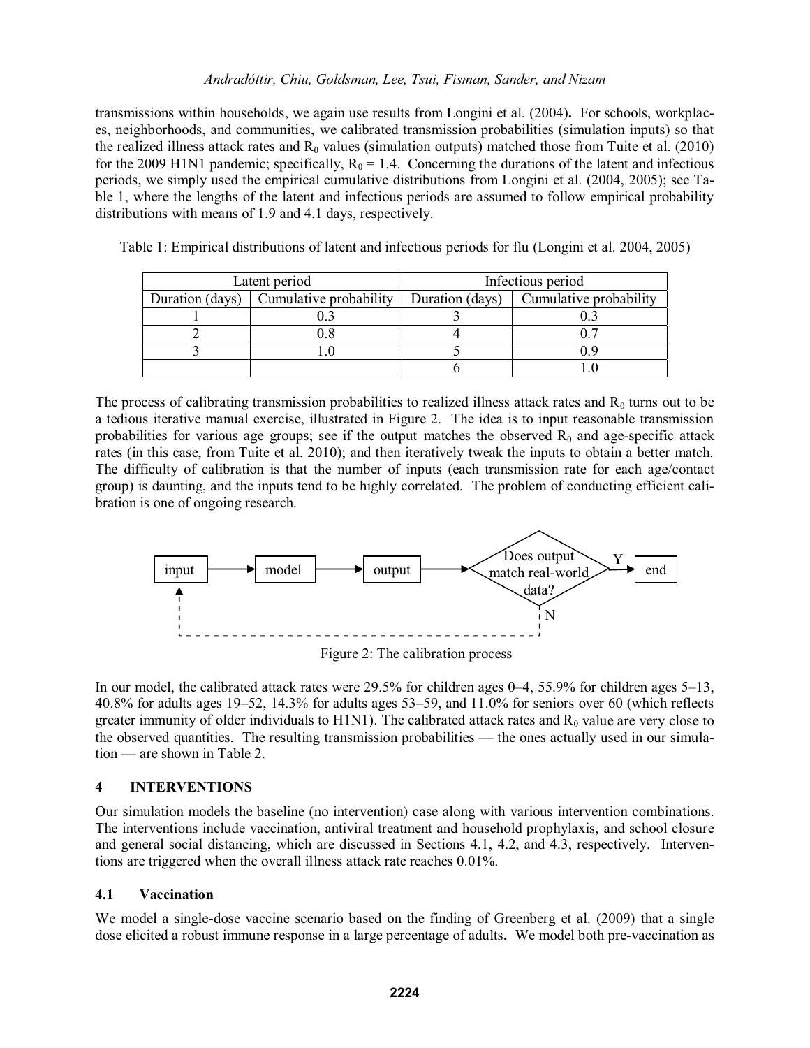transmissions within households, we again use results from Longini et al. (2004). For schools, workplaces, neighborhoods, and communities, we calibrated transmission probabilities (simulation inputs) so that the realized illness attack rates and $R_0$ values (simulation outputs) matched those from Tuite et al. (2010) for the 2009 H1N1 pandemic; specifically, $R_0 = 1.4$. Concerning the durations of the latent and infectious periods, we simply used the empirical cumulative distributions from Longini et al. (2004, 2005); see Table 1, where the lengths of the latent and infectious periods are assumed to follow empirical probability distributions with means of 1.9 and 4.1 days, respectively.

Table 1: Empirical distributions of latent and infectious periods for flu (Longini et al. 2004, 2005)

| Latent period | | Infectious period | |
|---|---|---|---|
| Duration (days) | Cumulative probability | Duration (days) | Cumulative probability |
| 1 | 0.3 | 3 | 0.3 |
| 2 | 0.8 | 4 | 0.7 |
| 3 | 1.0 | 5 | 0.9 |
| | | 6 | 1.0 |

The process of calibrating transmission probabilities to realized illness attack rates and $R_0$ turns out to be a tedious iterative manual exercise, illustrated in Figure 2. The idea is to input reasonable transmission probabilities for various age groups; see if the output matches the observed $R_0$ and age-specific attack rates (in this case, from Tuite et al. 2010); and then iteratively tweak the inputs to obtain a better match. The difficulty of calibration is that the number of inputs (each transmission rate for each age/contact group) is daunting, and the inputs tend to be highly correlated. The problem of conducting efficient calibration is one of ongoing research.

input → model → output → Does output match real-world data? —Y→ end; N → input

Figure 2: The calibration process

In our model, the calibrated attack rates were 29.5% for children ages 0–4, 55.9% for children ages 5–13, 40.8% for adults ages 19–52, 14.3% for adults ages 53–59, and 11.0% for seniors over 60 (which reflects greater immunity of older individuals to H1N1). The calibrated attack rates and $R_0$ value are very close to the observed quantities. The resulting transmission probabilities — the ones actually used in our simulation — are shown in Table 2.

## 4 INTERVENTIONS

Our simulation models the baseline (no intervention) case along with various intervention combinations. The interventions include vaccination, antiviral treatment and household prophylaxis, and school closure and general social distancing, which are discussed in Sections 4.1, 4.2, and 4.3, respectively. Interventions are triggered when the overall illness attack rate reaches 0.01%.

### 4.1 Vaccination

We model a single-dose vaccine scenario based on the finding of Greenberg et al. (2009) that a single dose elicited a robust immune response in a large percentage of adults. We model both pre-vaccination as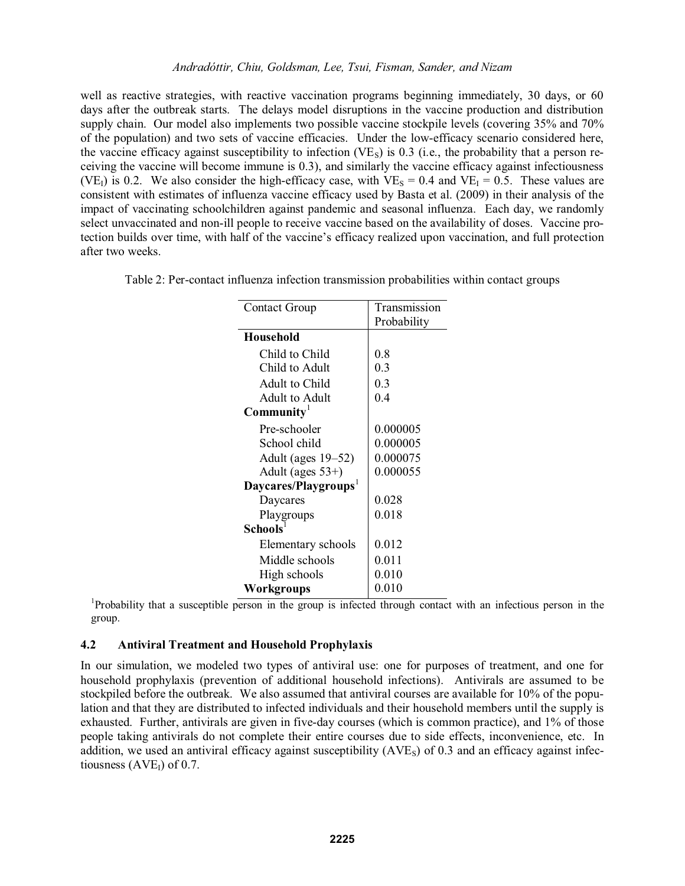well as reactive strategies, with reactive vaccination programs beginning immediately, 30 days, or 60 days after the outbreak starts. The delays model disruptions in the vaccine production and distribution supply chain. Our model also implements two possible vaccine stockpile levels (covering 35% and 70% of the population) and two sets of vaccine efficacies. Under the low-efficacy scenario considered here, the vaccine efficacy against susceptibility to infection ($VE_S$) is 0.3 (i.e., the probability that a person receiving the vaccine will become immune is 0.3), and similarly the vaccine efficacy against infectiousness ($VE_I$) is 0.2. We also consider the high-efficacy case, with $VE_S = 0.4$ and $VE_I = 0.5$. These values are consistent with estimates of influenza vaccine efficacy used by Basta et al. (2009) in their analysis of the impact of vaccinating schoolchildren against pandemic and seasonal influenza. Each day, we randomly select unvaccinated and non-ill people to receive vaccine based on the availability of doses. Vaccine protection builds over time, with half of the vaccine's efficacy realized upon vaccination, and full protection after two weeks.

Table 2: Per-contact influenza infection transmission probabilities within contact groups

| Contact Group | Transmission Probability |
|---|---|
| **Household** | |
| Child to Child | 0.8 |
| Child to Adult | 0.3 |
| Adult to Child | 0.3 |
| Adult to Adult | 0.4 |
| **Community**[1] | |
| Pre-schooler | 0.000005 |
| School child | 0.000005 |
| Adult (ages 19–52) | 0.000075 |
| Adult (ages 53+) | 0.000055 |
| **Daycares/Playgroups**[1] | |
| Daycares | 0.028 |
| Playgroups | 0.018 |
| **Schools**[1] | |
| Elementary schools | 0.012 |
| Middle schools | 0.011 |
| High schools | 0.010 |
| **Workgroups** | 0.010 |

[1]Probability that a susceptible person in the group is infected through contact with an infectious person in the group.

### 4.2 Antiviral Treatment and Household Prophylaxis

In our simulation, we modeled two types of antiviral use: one for purposes of treatment, and one for household prophylaxis (prevention of additional household infections). Antivirals are assumed to be stockpiled before the outbreak. We also assumed that antiviral courses are available for 10% of the population and that they are distributed to infected individuals and their household members until the supply is exhausted. Further, antivirals are given in five-day courses (which is common practice), and 1% of those people taking antivirals do not complete their entire courses due to side effects, inconvenience, etc. In addition, we used an antiviral efficacy against susceptibility ($AVE_S$) of 0.3 and an efficacy against infectiousness ($AVE_I$) of 0.7.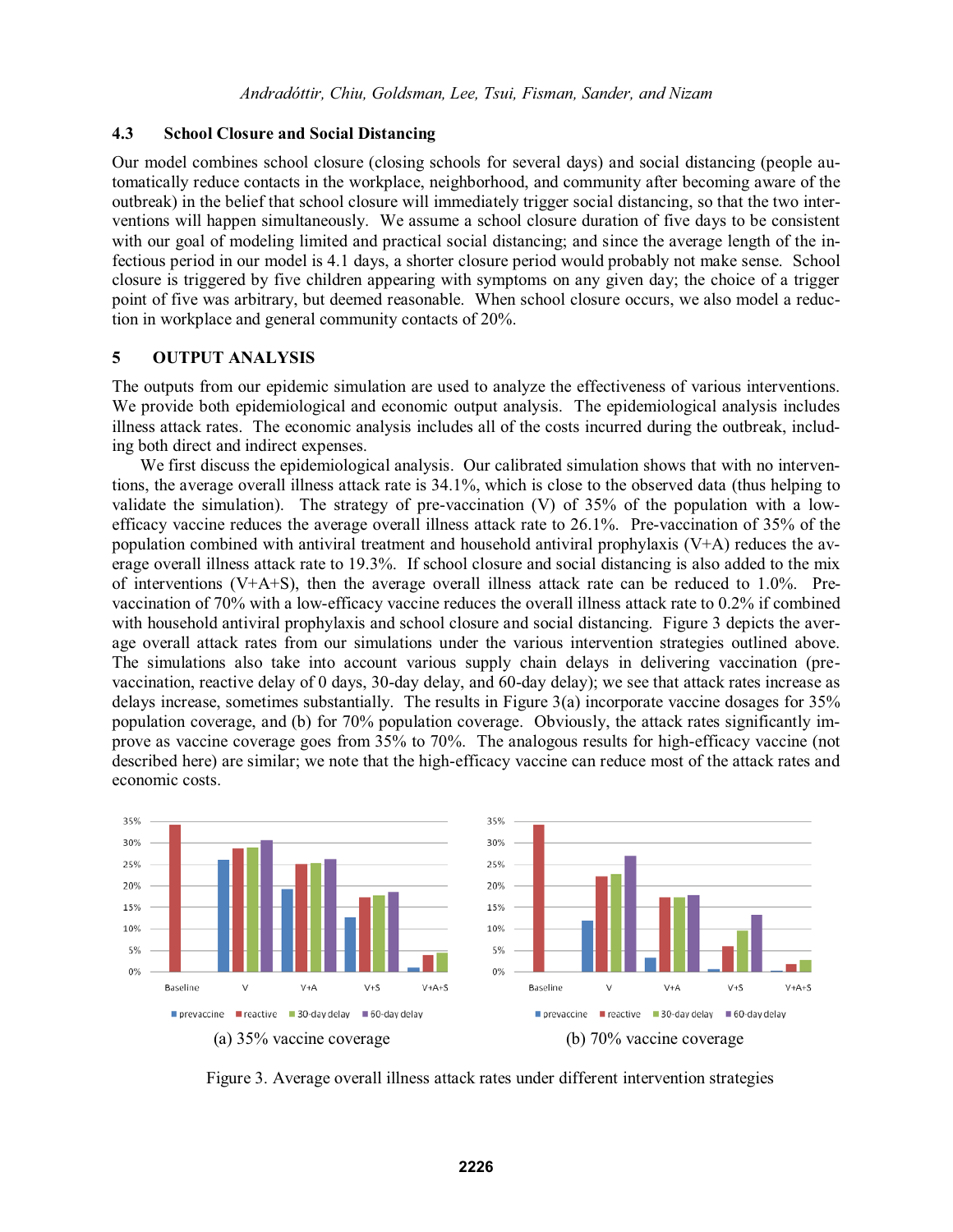### 4.3 School Closure and Social Distancing

Our model combines school closure (closing schools for several days) and social distancing (people automatically reduce contacts in the workplace, neighborhood, and community after becoming aware of the outbreak) in the belief that school closure will immediately trigger social distancing, so that the two interventions will happen simultaneously. We assume a school closure duration of five days to be consistent with our goal of modeling limited and practical social distancing; and since the average length of the infectious period in our model is 4.1 days, a shorter closure period would probably not make sense. School closure is triggered by five children appearing with symptoms on any given day; the choice of a trigger point of five was arbitrary, but deemed reasonable. When school closure occurs, we also model a reduction in workplace and general community contacts of 20%.

## 5 OUTPUT ANALYSIS

The outputs from our epidemic simulation are used to analyze the effectiveness of various interventions. We provide both epidemiological and economic output analysis. The epidemiological analysis includes illness attack rates. The economic analysis includes all of the costs incurred during the outbreak, including both direct and indirect expenses.

We first discuss the epidemiological analysis. Our calibrated simulation shows that with no interventions, the average overall illness attack rate is 34.1%, which is close to the observed data (thus helping to validate the simulation). The strategy of pre-vaccination (V) of 35% of the population with a low-efficacy vaccine reduces the average overall illness attack rate to 26.1%. Pre-vaccination of 35% of the population combined with antiviral treatment and household antiviral prophylaxis (V+A) reduces the average overall illness attack rate to 19.3%. If school closure and social distancing is also added to the mix of interventions (V+A+S), then the average overall illness attack rate can be reduced to 1.0%. Pre-vaccination of 70% with a low-efficacy vaccine reduces the overall illness attack rate to 0.2% if combined with household antiviral prophylaxis and school closure and social distancing. Figure 3 depicts the average overall attack rates from our simulations under the various intervention strategies outlined above. The simulations also take into account various supply chain delays in delivering vaccination (pre-vaccination, reactive delay of 0 days, 30-day delay, and 60-day delay); we see that attack rates increase as delays increase, sometimes substantially. The results in Figure 3(a) incorporate vaccine dosages for 35% population coverage, and (b) for 70% population coverage. Obviously, the attack rates significantly improve as vaccine coverage goes from 35% to 70%. The analogous results for high-efficacy vaccine (not described here) are similar; we note that the high-efficacy vaccine can reduce most of the attack rates and economic costs.

(a) 35% vaccine coverage

(b) 70% vaccine coverage

Figure 3. Average overall illness attack rates under different intervention strategies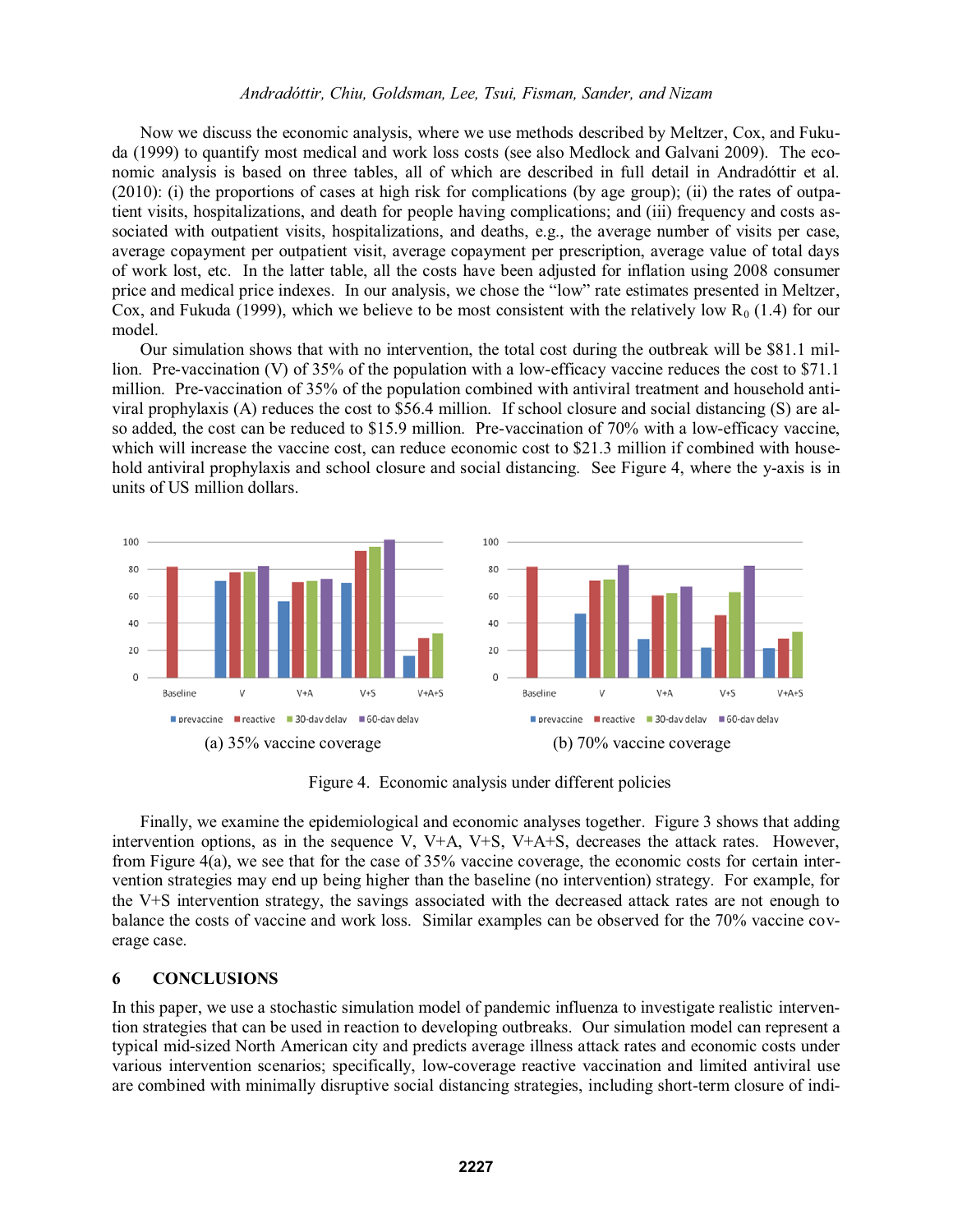Now we discuss the economic analysis, where we use methods described by Meltzer, Cox, and Fukuda (1999) to quantify most medical and work loss costs (see also Medlock and Galvani 2009). The economic analysis is based on three tables, all of which are described in full detail in Andradóttir et al. (2010): (i) the proportions of cases at high risk for complications (by age group); (ii) the rates of outpatient visits, hospitalizations, and death for people having complications; and (iii) frequency and costs associated with outpatient visits, hospitalizations, and deaths, e.g., the average number of visits per case, average copayment per outpatient visit, average copayment per prescription, average value of total days of work lost, etc. In the latter table, all the costs have been adjusted for inflation using 2008 consumer price and medical price indexes. In our analysis, we chose the "low" rate estimates presented in Meltzer, Cox, and Fukuda (1999), which we believe to be most consistent with the relatively low $R_0$ (1.4) for our model.

Our simulation shows that with no intervention, the total cost during the outbreak will be \$81.1 million. Pre-vaccination (V) of 35% of the population with a low-efficacy vaccine reduces the cost to \$71.1 million. Pre-vaccination of 35% of the population combined with antiviral treatment and household antiviral prophylaxis (A) reduces the cost to \$56.4 million. If school closure and social distancing (S) are also added, the cost can be reduced to \$15.9 million. Pre-vaccination of 70% with a low-efficacy vaccine, which will increase the vaccine cost, can reduce economic cost to \$21.3 million if combined with household antiviral prophylaxis and school closure and social distancing. See Figure 4, where the y-axis is in units of US million dollars.

(a) 35% vaccine coverage

(b) 70% vaccine coverage

Figure 4. Economic analysis under different policies

Finally, we examine the epidemiological and economic analyses together. Figure 3 shows that adding intervention options, as in the sequence V, V+A, V+S, V+A+S, decreases the attack rates. However, from Figure 4(a), we see that for the case of 35% vaccine coverage, the economic costs for certain intervention strategies may end up being higher than the baseline (no intervention) strategy. For example, for the V+S intervention strategy, the savings associated with the decreased attack rates are not enough to balance the costs of vaccine and work loss. Similar examples can be observed for the 70% vaccine coverage case.

## 6 CONCLUSIONS

In this paper, we use a stochastic simulation model of pandemic influenza to investigate realistic intervention strategies that can be used in reaction to developing outbreaks. Our simulation model can represent a typical mid-sized North American city and predicts average illness attack rates and economic costs under various intervention scenarios; specifically, low-coverage reactive vaccination and limited antiviral use are combined with minimally disruptive social distancing strategies, including short-term closure of indi-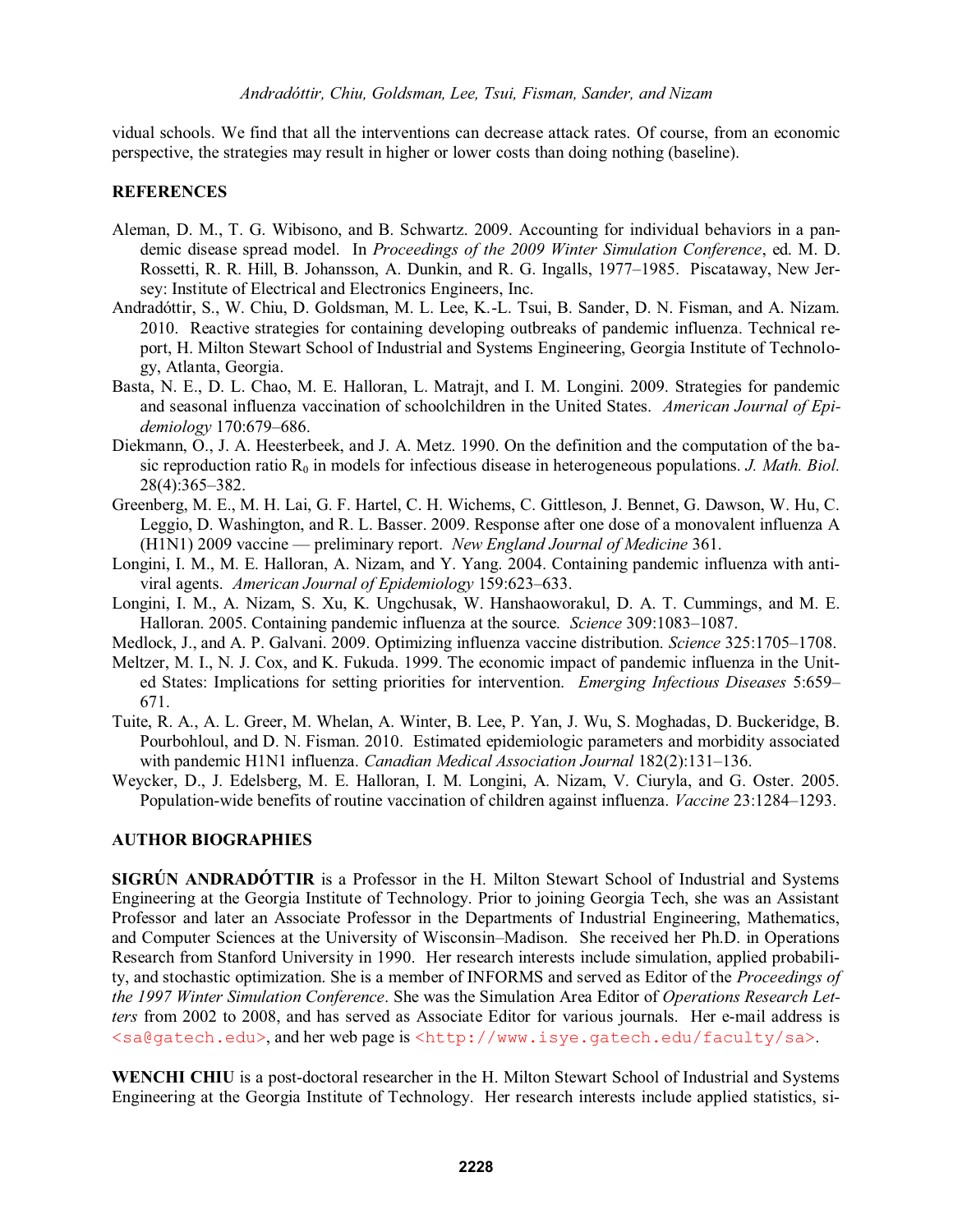vidual schools. We find that all the interventions can decrease attack rates. Of course, from an economic perspective, the strategies may result in higher or lower costs than doing nothing (baseline).

## REFERENCES

Aleman, D. M., T. G. Wibisono, and B. Schwartz. 2009. Accounting for individual behaviors in a pandemic disease spread model. In *Proceedings of the 2009 Winter Simulation Conference*, ed. M. D. Rossetti, R. R. Hill, B. Johansson, A. Dunkin, and R. G. Ingalls, 1977–1985. Piscataway, New Jersey: Institute of Electrical and Electronics Engineers, Inc.

Andradóttir, S., W. Chiu, D. Goldsman, M. L. Lee, K.-L. Tsui, B. Sander, D. N. Fisman, and A. Nizam. 2010. Reactive strategies for containing developing outbreaks of pandemic influenza. Technical report, H. Milton Stewart School of Industrial and Systems Engineering, Georgia Institute of Technology, Atlanta, Georgia.

Basta, N. E., D. L. Chao, M. E. Halloran, L. Matrajt, and I. M. Longini. 2009. Strategies for pandemic and seasonal influenza vaccination of schoolchildren in the United States. *American Journal of Epidemiology* 170:679–686.

Diekmann, O., J. A. Heesterbeek, and J. A. Metz. 1990. On the definition and the computation of the basic reproduction ratio $R_0$ in models for infectious disease in heterogeneous populations. *J. Math. Biol.* 28(4):365–382.

Greenberg, M. E., M. H. Lai, G. F. Hartel, C. H. Wichems, C. Gittleson, J. Bennet, G. Dawson, W. Hu, C. Leggio, D. Washington, and R. L. Basser. 2009. Response after one dose of a monovalent influenza A (H1N1) 2009 vaccine — preliminary report. *New England Journal of Medicine* 361.

Longini, I. M., M. E. Halloran, A. Nizam, and Y. Yang. 2004. Containing pandemic influenza with antiviral agents. *American Journal of Epidemiology* 159:623–633.

Longini, I. M., A. Nizam, S. Xu, K. Ungchusak, W. Hanshaoworakul, D. A. T. Cummings, and M. E. Halloran. 2005. Containing pandemic influenza at the source. *Science* 309:1083–1087.

Medlock, J., and A. P. Galvani. 2009. Optimizing influenza vaccine distribution. *Science* 325:1705–1708.

Meltzer, M. I., N. J. Cox, and K. Fukuda. 1999. The economic impact of pandemic influenza in the United States: Implications for setting priorities for intervention. *Emerging Infectious Diseases* 5:659–671.

Tuite, R. A., A. L. Greer, M. Whelan, A. Winter, B. Lee, P. Yan, J. Wu, S. Moghadas, D. Buckeridge, B. Pourbohloul, and D. N. Fisman. 2010. Estimated epidemiologic parameters and morbidity associated with pandemic H1N1 influenza. *Canadian Medical Association Journal* 182(2):131–136.

Weycker, D., J. Edelsberg, M. E. Halloran, I. M. Longini, A. Nizam, V. Ciuryla, and G. Oster. 2005. Population-wide benefits of routine vaccination of children against influenza. *Vaccine* 23:1284–1293.

## AUTHOR BIOGRAPHIES

**SIGRÚN ANDRADÓTTIR** is a Professor in the H. Milton Stewart School of Industrial and Systems Engineering at the Georgia Institute of Technology. Prior to joining Georgia Tech, she was an Assistant Professor and later an Associate Professor in the Departments of Industrial Engineering, Mathematics, and Computer Sciences at the University of Wisconsin–Madison. She received her Ph.D. in Operations Research from Stanford University in 1990. Her research interests include simulation, applied probability, and stochastic optimization. She is a member of INFORMS and served as Editor of the *Proceedings of the 1997 Winter Simulation Conference*. She was the Simulation Area Editor of *Operations Research Letters* from 2002 to 2008, and has served as Associate Editor for various journals. Her e-mail address is <sa@gatech.edu>, and her web page is <http://www.isye.gatech.edu/faculty/sa>.

**WENCHI CHIU** is a post-doctoral researcher in the H. Milton Stewart School of Industrial and Systems Engineering at the Georgia Institute of Technology. Her research interests include applied statistics, si-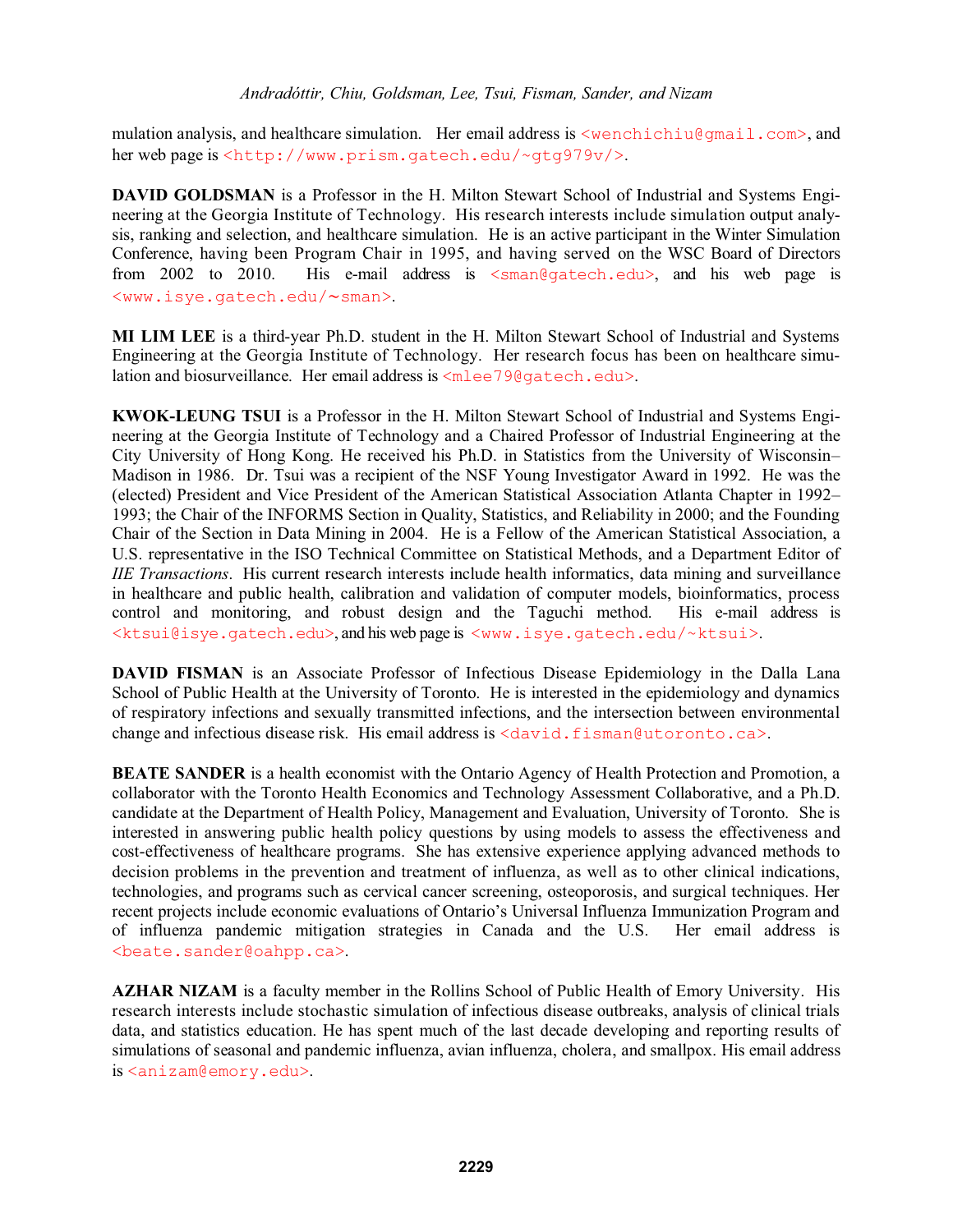mulation analysis, and healthcare simulation. Her email address is <wenchichiu@gmail.com>, and her web page is <http://www.prism.gatech.edu/~gtg979v/>.

**DAVID GOLDSMAN** is a Professor in the H. Milton Stewart School of Industrial and Systems Engineering at the Georgia Institute of Technology. His research interests include simulation output analysis, ranking and selection, and healthcare simulation. He is an active participant in the Winter Simulation Conference, having been Program Chair in 1995, and having served on the WSC Board of Directors from 2002 to 2010. His e-mail address is <sman@gatech.edu>, and his web page is <www.isye.gatech.edu/~sman>.

**MI LIM LEE** is a third-year Ph.D. student in the H. Milton Stewart School of Industrial and Systems Engineering at the Georgia Institute of Technology. Her research focus has been on healthcare simulation and biosurveillance. Her email address is <mlee79@gatech.edu>.

**KWOK-LEUNG TSUI** is a Professor in the H. Milton Stewart School of Industrial and Systems Engineering at the Georgia Institute of Technology and a Chaired Professor of Industrial Engineering at the City University of Hong Kong. He received his Ph.D. in Statistics from the University of Wisconsin–Madison in 1986. Dr. Tsui was a recipient of the NSF Young Investigator Award in 1992. He was the (elected) President and Vice President of the American Statistical Association Atlanta Chapter in 1992–1993; the Chair of the INFORMS Section in Quality, Statistics, and Reliability in 2000; and the Founding Chair of the Section in Data Mining in 2004. He is a Fellow of the American Statistical Association, a U.S. representative in the ISO Technical Committee on Statistical Methods, and a Department Editor of *IIE Transactions*. His current research interests include health informatics, data mining and surveillance in healthcare and public health, calibration and validation of computer models, bioinformatics, process control and monitoring, and robust design and the Taguchi method. His e-mail address is <ktsui@isye.gatech.edu>, and his web page is <www.isye.gatech.edu/~ktsui>.

**DAVID FISMAN** is an Associate Professor of Infectious Disease Epidemiology in the Dalla Lana School of Public Health at the University of Toronto. He is interested in the epidemiology and dynamics of respiratory infections and sexually transmitted infections, and the intersection between environmental change and infectious disease risk. His email address is <david.fisman@utoronto.ca>.

**BEATE SANDER** is a health economist with the Ontario Agency of Health Protection and Promotion, a collaborator with the Toronto Health Economics and Technology Assessment Collaborative, and a Ph.D. candidate at the Department of Health Policy, Management and Evaluation, University of Toronto. She is interested in answering public health policy questions by using models to assess the effectiveness and cost-effectiveness of healthcare programs. She has extensive experience applying advanced methods to decision problems in the prevention and treatment of influenza, as well as to other clinical indications, technologies, and programs such as cervical cancer screening, osteoporosis, and surgical techniques. Her recent projects include economic evaluations of Ontario's Universal Influenza Immunization Program and of influenza pandemic mitigation strategies in Canada and the U.S. Her email address is <beate.sander@oahpp.ca>.

**AZHAR NIZAM** is a faculty member in the Rollins School of Public Health of Emory University. His research interests include stochastic simulation of infectious disease outbreaks, analysis of clinical trials data, and statistics education. He has spent much of the last decade developing and reporting results of simulations of seasonal and pandemic influenza, avian influenza, cholera, and smallpox. His email address is <anizam@emory.edu>.